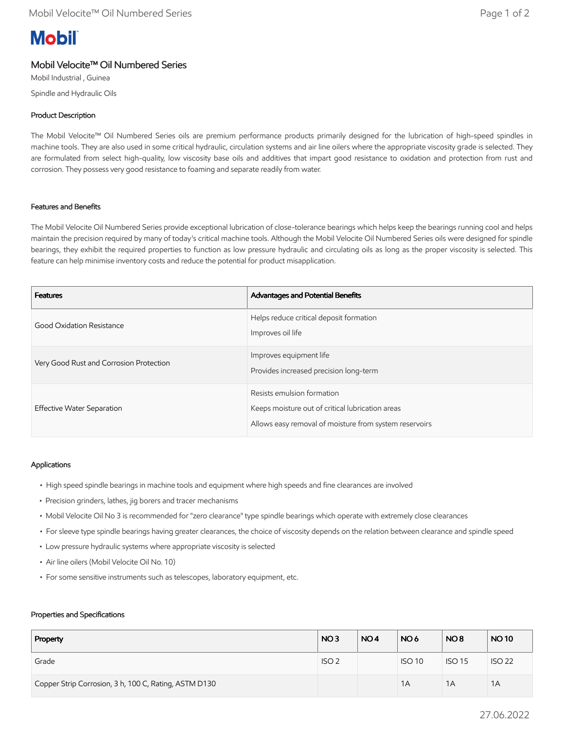# Mobil

## Mobil Velocite™ Oil Numbered Series

Mobil Industrial , Guinea

Spindle and Hydraulic Oils

### Product Description

The Mobil Velocite™ Oil Numbered Series oils are premium performance products primarily designed for the lubrication of high-speed spindles in machine tools. They are also used in some critical hydraulic, circulation systems and air line oilers where the appropriate viscosity grade is selected. They are formulated from select high-quality, low viscosity base oils and additives that impart good resistance to oxidation and protection from rust and corrosion. They possess very good resistance to foaming and separate readily from water.

### Features and Benefits

The Mobil Velocite Oil Numbered Series provide exceptional lubrication of close-tolerance bearings which helps keep the bearings running cool and helps maintain the precision required by many of today's critical machine tools. Although the Mobil Velocite Oil Numbered Series oils were designed for spindle bearings, they exhibit the required properties to function as low pressure hydraulic and circulating oils as long as the proper viscosity is selected. This feature can help minimise inventory costs and reduce the potential for product misapplication.

| Features | Advantages and Potential Benefits |
|---|---|
| Good Oxidation Resistance | Helps reduce critical deposit formation<br>Improves oil life |
| Very Good Rust and Corrosion Protection | Improves equipment life<br>Provides increased precision long-term |
| Effective Water Separation | Resists emulsion formation<br>Keeps moisture out of critical lubrication areas<br>Allows easy removal of moisture from system reservoirs |

### Applications

- High speed spindle bearings in machine tools and equipment where high speeds and fine clearances are involved
- Precision grinders, lathes, jig borers and tracer mechanisms
- Mobil Velocite Oil No 3 is recommended for "zero clearance" type spindle bearings which operate with extremely close clearances
- For sleeve type spindle bearings having greater clearances, the choice of viscosity depends on the relation between clearance and spindle speed
- Low pressure hydraulic systems where appropriate viscosity is selected
- Air line oilers (Mobil Velocite Oil No. 10)
- For some sensitive instruments such as telescopes, laboratory equipment, etc.

### Properties and Specifications

| Property | NO 3 | NO 4 | NO 6 | NO 8 | NO 10 |
|---|---|---|---|---|---|
| Grade | ISO 2 | | ISO 10 | ISO 15 | ISO 22 |
| Copper Strip Corrosion, 3 h, 100 C, Rating, ASTM D130 | | | 1A | 1A | 1A |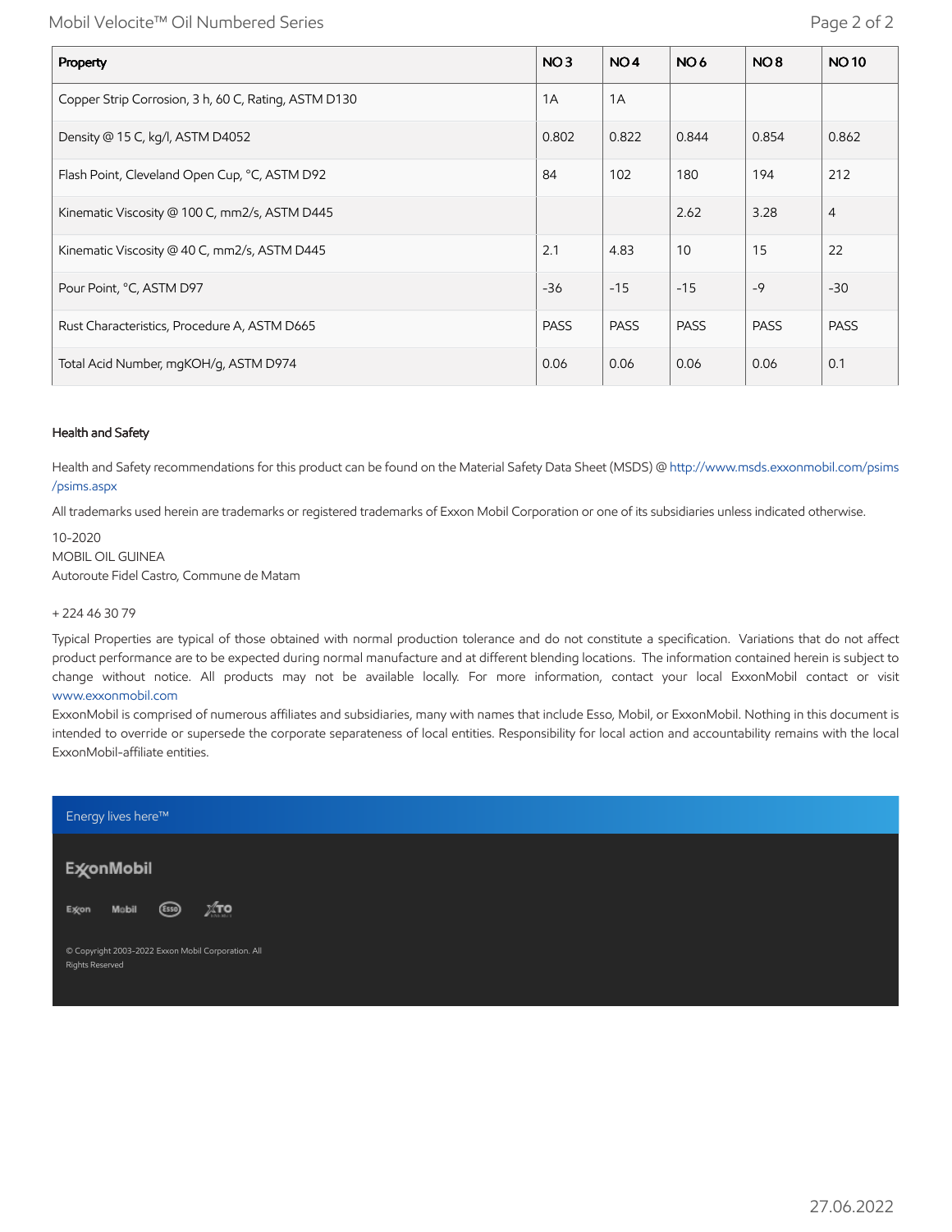| Property | NO 3 | NO 4 | NO 6 | NO 8 | NO 10 |
|---|---|---|---|---|---|
| Copper Strip Corrosion, 3 h, 60 C, Rating, ASTM D130 | 1A | 1A | | | |
| Density @ 15 C, kg/l, ASTM D4052 | 0.802 | 0.822 | 0.844 | 0.854 | 0.862 |
| Flash Point, Cleveland Open Cup, °C, ASTM D92 | 84 | 102 | 180 | 194 | 212 |
| Kinematic Viscosity @ 100 C, mm2/s, ASTM D445 | | | 2.62 | 3.28 | 4 |
| Kinematic Viscosity @ 40 C, mm2/s, ASTM D445 | 2.1 | 4.83 | 10 | 15 | 22 |
| Pour Point, °C, ASTM D97 | -36 | -15 | -15 | -9 | -30 |
| Rust Characteristics, Procedure A, ASTM D665 | PASS | PASS | PASS | PASS | PASS |
| Total Acid Number, mgKOH/g, ASTM D974 | 0.06 | 0.06 | 0.06 | 0.06 | 0.1 |

### Health and Safety

Health and Safety recommendations for this product can be found on the Material Safety Data Sheet (MSDS) @ http://www.msds.exxonmobil.com/psims/psims.aspx

All trademarks used herein are trademarks or registered trademarks of Exxon Mobil Corporation or one of its subsidiaries unless indicated otherwise.

10-2020
MOBIL OIL GUINEA
Autoroute Fidel Castro, Commune de Matam

+ 224 46 30 79

Typical Properties are typical of those obtained with normal production tolerance and do not constitute a specification. Variations that do not affect product performance are to be expected during normal manufacture and at different blending locations. The information contained herein is subject to change without notice. All products may not be available locally. For more information, contact your local ExxonMobil contact or visit www.exxonmobil.com

ExxonMobil is comprised of numerous affiliates and subsidiaries, many with names that include Esso, Mobil, or ExxonMobil. Nothing in this document is intended to override or supersede the corporate separateness of local entities. Responsibility for local action and accountability remains with the local ExxonMobil-affiliate entities.

Energy lives here™

ExxonMobil

Exxon Mobil Esso XTO

© Copyright 2003-2022 Exxon Mobil Corporation. All Rights Reserved